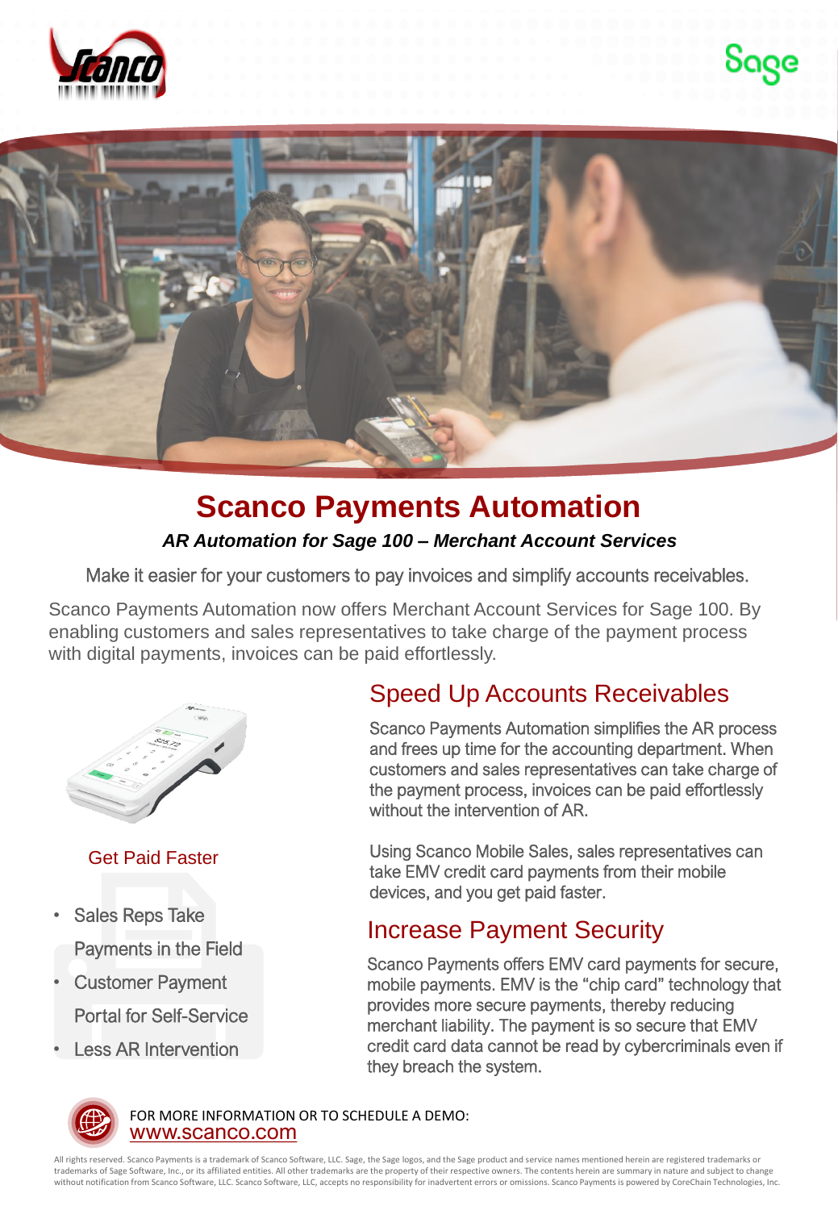# Scanco Payments Automation

***AR Automation for Sage 100 – Merchant Account Services***

Make it easier for your customers to pay invoices and simplify accounts receivables.

Scanco Payments Automation now offers Merchant Account Services for Sage 100. By enabling customers and sales representatives to take charge of the payment process with digital payments, invoices can be paid effortlessly.

### Get Paid Faster

- Sales Reps Take Payments in the Field
- Customer Payment Portal for Self-Service
- Less AR Intervention

## Speed Up Accounts Receivables

Scanco Payments Automation simplifies the AR process and frees up time for the accounting department. When customers and sales representatives can take charge of the payment process, invoices can be paid effortlessly without the intervention of AR.

Using Scanco Mobile Sales, sales representatives can take EMV credit card payments from their mobile devices, and you get paid faster.

## Increase Payment Security

Scanco Payments offers EMV card payments for secure, mobile payments. EMV is the "chip card" technology that provides more secure payments, thereby reducing merchant liability. The payment is so secure that EMV credit card data cannot be read by cybercriminals even if they breach the system.

FOR MORE INFORMATION OR TO SCHEDULE A DEMO:
www.scanco.com

All rights reserved. Scanco Payments is a trademark of Scanco Software, LLC. Sage, the Sage logos, and the Sage product and service names mentioned herein are registered trademarks or trademarks of Sage Software, Inc., or its affiliated entities. All other trademarks are the property of their respective owners. The contents herein are summary in nature and subject to change without notification from Scanco Software, LLC. Scanco Software, LLC, accepts no responsibility for inadvertent errors or omissions. Scanco Payments is powered by CoreChain Technologies, Inc.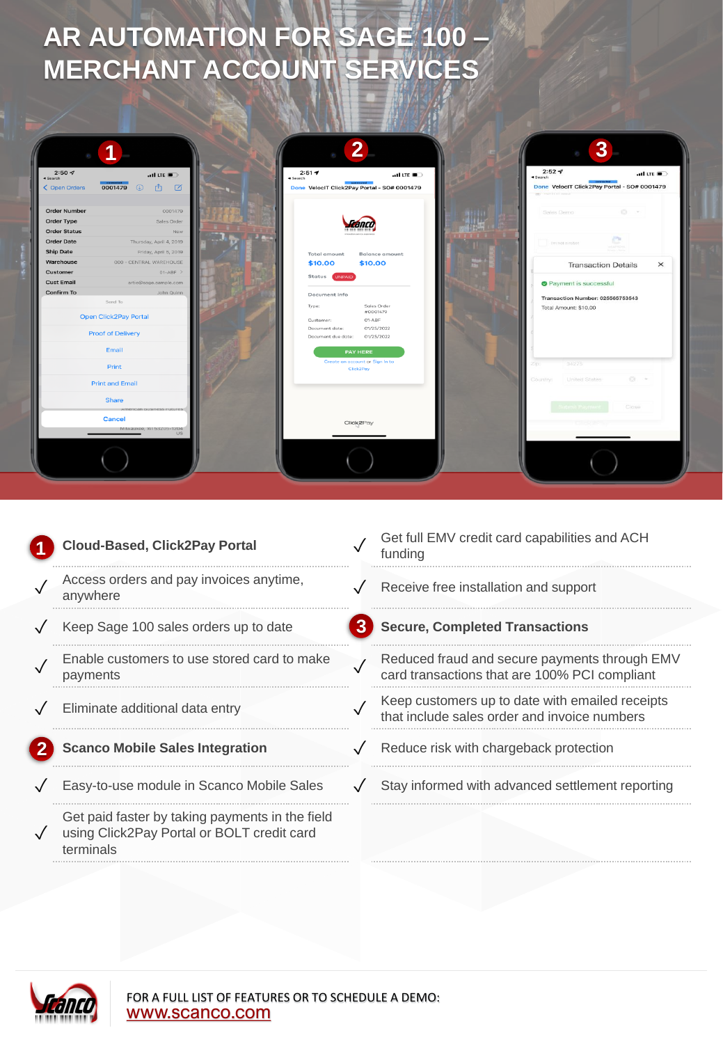# AR AUTOMATION FOR SAGE 100 – MERCHANT ACCOUNT SERVICES

## 1 Cloud-Based, Click2Pay Portal

- ✓ Access orders and pay invoices anytime, anywhere
- ✓ Keep Sage 100 sales orders up to date
- ✓ Enable customers to use stored card to make payments
- ✓ Eliminate additional data entry

## 2 Scanco Mobile Sales Integration

- ✓ Easy-to-use module in Scanco Mobile Sales
- ✓ Get paid faster by taking payments in the field using Click2Pay Portal or BOLT credit card terminals
- ✓ Get full EMV credit card capabilities and ACH funding
- ✓ Receive free installation and support

## 3 Secure, Completed Transactions

- ✓ Reduced fraud and secure payments through EMV card transactions that are 100% PCI compliant
- ✓ Keep customers up to date with emailed receipts that include sales order and invoice numbers
- ✓ Reduce risk with chargeback protection
- ✓ Stay informed with advanced settlement reporting

FOR A FULL LIST OF FEATURES OR TO SCHEDULE A DEMO:
[www.scanco.com](http://www.scanco.com)